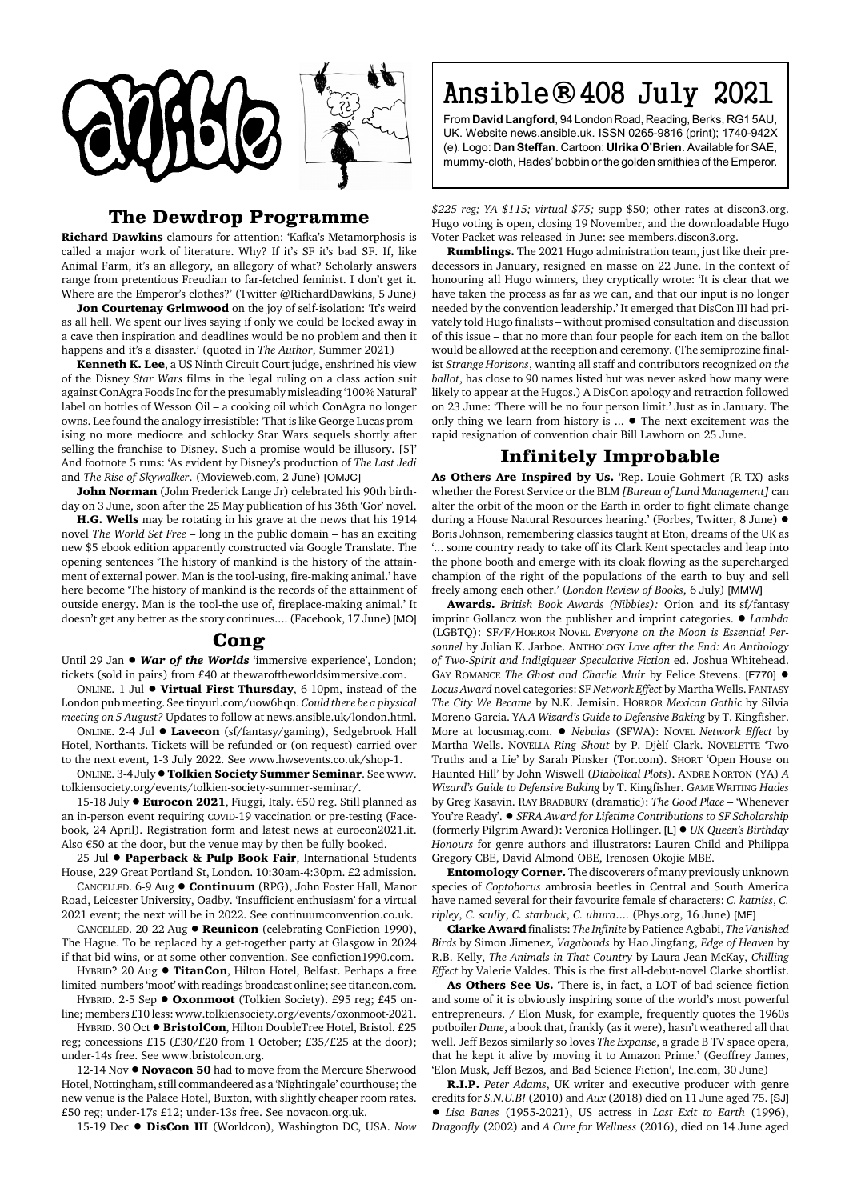# Ansible® 408 July 2021

From **David Langford**, 94 London Road, Reading, Berks, RG1 5AU, UK. Website news.ansible.uk. ISSN 0265-9816 (print); 1740-942X (e). Logo: **Dan Steffan**. Cartoon: **Ulrika O'Brien**. Available for SAE, mummy-cloth, Hades' bobbin or the golden smithies of the Emperor.

## The Dewdrop Programme

**Richard Dawkins** clamours for attention: 'Kafka's Metamorphosis is called a major work of literature. Why? If it's SF it's bad SF. If, like Animal Farm, it's an allegory, an allegory of what? Scholarly answers range from pretentious Freudian to far-fetched feminist. I don't get it. Where are the Emperor's clothes?' (Twitter @RichardDawkins, 5 June)

**Jon Courtenay Grimwood** on the joy of self-isolation: 'It's weird as all hell. We spent our lives saying if only we could be locked away in a cave then inspiration and deadlines would be no problem and then it happens and it's a disaster.' (quoted in *The Author*, Summer 2021)

**Kenneth K. Lee**, a US Ninth Circuit Court judge, enshrined his view of the Disney *Star Wars* films in the legal ruling on a class action suit against ConAgra Foods Inc for the presumably misleading '100% Natural' label on bottles of Wesson Oil – a cooking oil which ConAgra no longer owns. Lee found the analogy irresistible: 'That is like George Lucas promising no more mediocre and schlocky Star Wars sequels shortly after selling the franchise to Disney. Such a promise would be illusory. [5]' And footnote 5 runs: 'As evident by Disney's production of *The Last Jedi* and *The Rise of Skywalker*. (Movieweb.com, 2 June) [OMJC]

**John Norman** (John Frederick Lange Jr) celebrated his 90th birthday on 3 June, soon after the 25 May publication of his 36th 'Gor' novel.

**H.G. Wells** may be rotating in his grave at the news that his 1914 novel *The World Set Free* – long in the public domain – has an exciting new $5 ebook edition apparently constructed via Google Translate. The opening sentences 'The history of mankind is the history of the attainment of external power. Man is the tool-using, fire-making animal.' have here become 'The history of mankind is the records of the attainment of outside energy. Man is the tool-the use of, fireplace-making animal.' It doesn't get any better as the story continues.... (Facebook, 17 June) [MO]

## Cong

Until 29 Jan ● ***War of the Worlds*** 'immersive experience', London; tickets (sold in pairs) from £40 at thewaroftheworldsimmersive.com.

ONLINE. 1 Jul ● **Virtual First Thursday**, 6-10pm, instead of the London pub meeting. See tinyurl.com/uow6hqn. *Could there be a physical meeting on 5 August?* Updates to follow at news.ansible.uk/london.html.

ONLINE. 2-4 Jul ● **Lavecon** (sf/fantasy/gaming), Sedgebrook Hall Hotel, Northants. Tickets will be refunded or (on request) carried over to the next event, 1-3 July 2022. See www.hwsevents.co.uk/shop-1.

ONLINE. 3-4 July ● **Tolkien Society Summer Seminar**. See www.tolkiensociety.org/events/tolkien-society-summer-seminar/.

15-18 July ● **Eurocon 2021**, Fiuggi, Italy. €50 reg. Still planned as an in-person event requiring COVID-19 vaccination or pre-testing (Facebook, 24 April). Registration form and latest news at eurocon2021.it. Also €50 at the door, but the venue may by then be fully booked.

25 Jul ● **Paperback & Pulp Book Fair**, International Students House, 229 Great Portland St, London. 10:30am-4:30pm. £2 admission.

CANCELLED. 6-9 Aug ● **Continuum** (RPG), John Foster Hall, Manor Road, Leicester University, Oadby. 'Insufficient enthusiasm' for a virtual 2021 event; the next will be in 2022. See continuumconvention.co.uk.

CANCELLED. 20-22 Aug ● **Reunicon** (celebrating ConFiction 1990), The Hague. To be replaced by a get-together party at Glasgow in 2024 if that bid wins, or at some other convention. See confiction1990.com.

HYBRID? 20 Aug ● **TitanCon**, Hilton Hotel, Belfast. Perhaps a free limited-numbers 'moot' with readings broadcast online; see titancon.com.

HYBRID. 2-5 Sep ● **Oxonmoot** (Tolkien Society). £95 reg; £45 online; members £10 less: www.tolkiensociety.org/events/oxonmoot-2021.

HYBRID. 30 Oct ● **BristolCon**, Hilton DoubleTree Hotel, Bristol. £25 reg; concessions £15 (£30/£20 from 1 October; £35/£25 at the door); under-14s free. See www.bristolcon.org.

12-14 Nov ● **Novacon 50** had to move from the Mercure Sherwood Hotel, Nottingham, still commandeered as a 'Nightingale' courthouse; the new venue is the Palace Hotel, Buxton, with slightly cheaper room rates. £50 reg; under-17s £12; under-13s free. See novacon.org.uk.

15-19 Dec ● **DisCon III** (Worldcon), Washington DC, USA. *Now $225 reg; YA $115; virtual $75;* supp $50; other rates at discon3.org. Hugo voting is open, closing 19 November, and the downloadable Hugo Voter Packet was released in June: see members.discon3.org.

**Rumblings.** The 2021 Hugo administration team, just like their predecessors in January, resigned en masse on 22 June. In the context of honouring all Hugo winners, they cryptically wrote: 'It is clear that we have taken the process as far as we can, and that our input is no longer needed by the convention leadership.' It emerged that DisCon III had privately told Hugo finalists – without promised consultation and discussion of this issue – that no more than four people for each item on the ballot would be allowed at the reception and ceremony. (The semiprozine finalist *Strange Horizons*, wanting all staff and contributors recognized *on the ballot*, has close to 90 names listed but was never asked how many were likely to appear at the Hugos.) A DisCon apology and retraction followed on 23 June: 'There will be no four person limit.' Just as in January. The only thing we learn from history is ... ● The next excitement was the rapid resignation of convention chair Bill Lawhorn on 25 June.

## Infinitely Improbable

**As Others Are Inspired by Us.** 'Rep. Louie Gohmert (R-TX) asks whether the Forest Service or the BLM *[Bureau of Land Management]* can alter the orbit of the moon or the Earth in order to fight climate change during a House Natural Resources hearing.' (Forbes, Twitter, 8 June) ● Boris Johnson, remembering classics taught at Eton, dreams of the UK as '... some country ready to take off its Clark Kent spectacles and leap into the phone booth and emerge with its cloak flowing as the supercharged champion of the right of the populations of the earth to buy and sell freely among each other.' (*London Review of Books*, 6 July) [MMW]

**Awards.** *British Book Awards (Nibbies):* Orion and its sf/fantasy imprint Gollancz won the publisher and imprint categories. ● *Lambda* (LGBTQ): SF/F/HORROR NOVEL *Everyone on the Moon is Essential Personnel* by Julian K. Jarboe. ANTHOLOGY *Love after the End: An Anthology of Two-Spirit and Indigiqueer Speculative Fiction* ed. Joshua Whitehead. GAY ROMANCE *The Ghost and Charlie Muir* by Felice Stevens. [F770] ● *Locus Award* novel categories: SF *Network Effect* by Martha Wells. FANTASY *The City We Became* by N.K. Jemisin. HORROR *Mexican Gothic* by Silvia Moreno-Garcia. YA *A Wizard's Guide to Defensive Baking* by T. Kingfisher. More at locusmag.com. ● *Nebulas* (SFWA): NOVEL *Network Effect* by Martha Wells. NOVELLA *Ring Shout* by P. Djèlí Clark. NOVELETTE 'Two Truths and a Lie' by Sarah Pinsker (Tor.com). SHORT 'Open House on Haunted Hill' by John Wiswell (*Diabolical Plots*). ANDRE NORTON (YA) *A Wizard's Guide to Defensive Baking* by T. Kingfisher. GAME WRITING *Hades* by Greg Kasavin. RAY BRADBURY (dramatic): *The Good Place* – 'Whenever You're Ready'. ● *SFRA Award for Lifetime Contributions to SF Scholarship* (formerly Pilgrim Award): Veronica Hollinger. [L] ● *UK Queen's Birthday Honours* for genre authors and illustrators: Lauren Child and Philippa Gregory CBE, David Almond OBE, Irenosen Okojie MBE.

**Entomology Corner.** The discoverers of many previously unknown species of *Coptoborus* ambrosia beetles in Central and South America have named several for their favourite female sf characters: *C. katniss*, *C. ripley*, *C. scully*, *C. starbuck*, *C. uhura*.... (Phys.org, 16 June) [MF]

**Clarke Award** finalists: *The Infinite* by Patience Agbabi, *The Vanished Birds* by Simon Jimenez, *Vagabonds* by Hao Jingfang, *Edge of Heaven* by R.B. Kelly, *The Animals in That Country* by Laura Jean McKay, *Chilling Effect* by Valerie Valdes. This is the first all-debut-novel Clarke shortlist.

**As Others See Us.** 'There is, in fact, a LOT of bad science fiction and some of it is obviously inspiring some of the world's most powerful entrepreneurs. / Elon Musk, for example, frequently quotes the 1960s potboiler *Dune*, a book that, frankly (as it were), hasn't weathered all that well. Jeff Bezos similarly so loves *The Expanse*, a grade B TV space opera, that he kept it alive by moving it to Amazon Prime.' (Geoffrey James, 'Elon Musk, Jeff Bezos, and Bad Science Fiction', Inc.com, 30 June)

**R.I.P.** *Peter Adams*, UK writer and executive producer with genre credits for *S.N.U.B!* (2010) and *Aux* (2018) died on 11 June aged 75. [SJ] ● *Lisa Banes* (1955-2021), US actress in *Last Exit to Earth* (1996), *Dragonfly* (2002) and *A Cure for Wellness* (2016), died on 14 June aged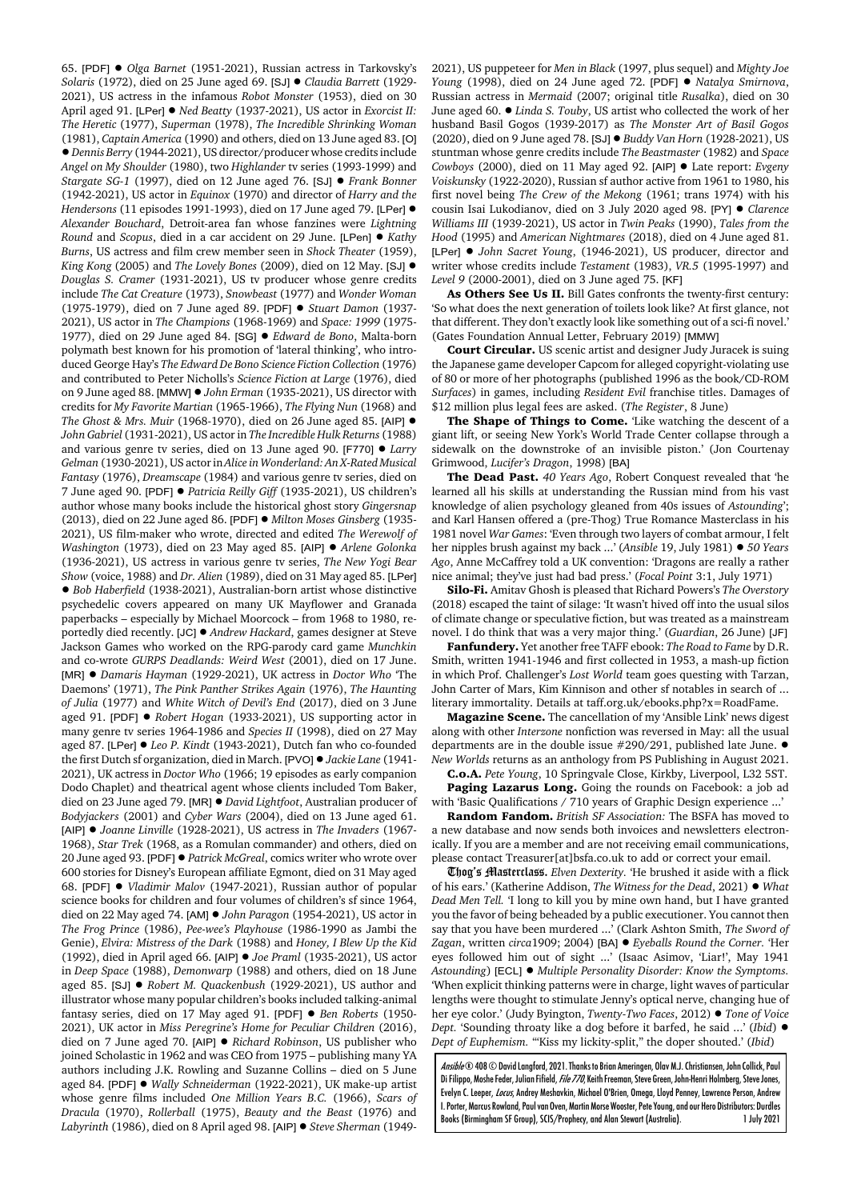65. [PDF] ● *Olga Barnet* (1951-2021), Russian actress in Tarkovsky's *Solaris* (1972), died on 25 June aged 69. [SJ] ● *Claudia Barrett* (1929-2021), US actress in the infamous *Robot Monster* (1953), died on 30 April aged 91. [LPer] ● *Ned Beatty* (1937-2021), US actor in *Exorcist II: The Heretic* (1977), *Superman* (1978), *The Incredible Shrinking Woman* (1981), *Captain America* (1990) and others, died on 13 June aged 83. [O] ● *Dennis Berry* (1944-2021), US director/producer whose credits include *Angel on My Shoulder* (1980), two *Highlander* tv series (1993-1999) and *Stargate SG-1* (1997), died on 12 June aged 76. [SJ] ● *Frank Bonner* (1942-2021), US actor in *Equinox* (1970) and director of *Harry and the Hendersons* (11 episodes 1991-1993), died on 17 June aged 79. [LPer] ● *Alexander Bouchard*, Detroit-area fan whose fanzines were *Lightning Round* and *Scopus*, died in a car accident on 29 June. [LPen] ● *Kathy Burns*, US actress and film crew member seen in *Shock Theater* (1959), *King Kong* (2005) and *The Lovely Bones* (2009), died on 12 May. [SJ] ● *Douglas S. Cramer* (1931-2021), US tv producer whose genre credits include *The Cat Creature* (1973), *Snowbeast* (1977) and *Wonder Woman* (1975-1979), died on 7 June aged 89. [PDF] ● *Stuart Damon* (1937-2021), US actor in *The Champions* (1968-1969) and *Space: 1999* (1975-1977), died on 29 June aged 84. [SG] ● *Edward de Bono*, Malta-born polymath best known for his promotion of 'lateral thinking', who introduced George Hay's *The Edward De Bono Science Fiction Collection* (1976) and contributed to Peter Nicholls's *Science Fiction at Large* (1976), died on 9 June aged 88. [MMW] ● *John Erman* (1935-2021), US director with credits for *My Favorite Martian* (1965-1966), *The Flying Nun* (1968) and *The Ghost & Mrs. Muir* (1968-1970), died on 26 June aged 85. [AIP] ● *John Gabriel* (1931-2021), US actor in *The Incredible Hulk Returns* (1988) and various genre tv series, died on 13 June aged 90. [F770] ● *Larry Gelman* (1930-2021), US actor in *Alice in Wonderland: An X-Rated Musical Fantasy* (1976), *Dreamscape* (1984) and various genre tv series, died on 7 June aged 90. [PDF] ● *Patricia Reilly Giff* (1935-2021), US children's author whose many books include the historical ghost story *Gingersnap* (2013), died on 22 June aged 86. [PDF] ● *Milton Moses Ginsberg* (1935-2021), US film-maker who wrote, directed and edited *The Werewolf of Washington* (1973), died on 23 May aged 85. [AIP] ● *Arlene Golonka* (1936-2021), US actress in various genre tv series, *The New Yogi Bear Show* (voice, 1988) and *Dr. Alien* (1989), died on 31 May aged 85. [LPer] ● *Bob Haberfield* (1938-2021), Australian-born artist whose distinctive psychedelic covers appeared on many UK Mayflower and Granada paperbacks – especially by Michael Moorcock – from 1968 to 1980, reportedly died recently. [JC] ● *Andrew Hackard*, games designer at Steve Jackson Games who worked on the RPG-parody card game *Munchkin* and co-wrote *GURPS Deadlands: Weird West* (2001), died on 17 June. [MR] ● *Damaris Hayman* (1929-2021), UK actress in *Doctor Who* 'The Daemons' (1971), *The Pink Panther Strikes Again* (1976), *The Haunting of Julia* (1977) and *White Witch of Devil's End* (2017), died on 3 June aged 91. [PDF] ● *Robert Hogan* (1933-2021), US supporting actor in many genre tv series 1964-1986 and *Species II* (1998), died on 27 May aged 87. [LPer] ● *Leo P. Kindt* (1943-2021), Dutch fan who co-founded the first Dutch sf organization, died in March. [PVO] ● *Jackie Lane* (1941-2021), UK actress in *Doctor Who* (1966; 19 episodes as early companion Dodo Chaplet) and theatrical agent whose clients included Tom Baker, died on 23 June aged 79. [MR] ● *David Lightfoot*, Australian producer of *Bodyjackers* (2001) and *Cyber Wars* (2004), died on 13 June aged 61. [AIP] ● *Joanne Linville* (1928-2021), US actress in *The Invaders* (1967-1968), *Star Trek* (1968, as a Romulan commander) and others, died on 20 June aged 93. [PDF] ● *Patrick McGreal*, comics writer who wrote over 600 stories for Disney's European affiliate Egmont, died on 31 May aged 68. [PDF] ● *Vladimir Malov* (1947-2021), Russian author of popular science books for children and four volumes of children's sf since 1964, died on 22 May aged 74. [AM] ● *John Paragon* (1954-2021), US actor in *The Frog Prince* (1986), *Pee-wee's Playhouse* (1986-1990 as Jambi the Genie), *Elvira: Mistress of the Dark* (1988) and *Honey, I Blew Up the Kid* (1992), died in April aged 66. [AIP] ● *Joe Praml* (1935-2021), US actor in *Deep Space* (1988), *Demonwarp* (1988) and others, died on 18 June aged 85. [SJ] ● *Robert M. Quackenbush* (1929-2021), US author and illustrator whose many popular children's books included talking-animal fantasy series, died on 17 May aged 91. [PDF] ● *Ben Roberts* (1950-2021), UK actor in *Miss Peregrine's Home for Peculiar Children* (2016), died on 7 June aged 70. [AIP] ● *Richard Robinson*, US publisher who joined Scholastic in 1962 and was CEO from 1975 – publishing many YA authors including J.K. Rowling and Suzanne Collins – died on 5 June aged 84. [PDF] ● *Wally Schneiderman* (1922-2021), UK make-up artist whose genre films included *One Million Years B.C.* (1966), *Scars of Dracula* (1970), *Rollerball* (1975), *Beauty and the Beast* (1976) and *Labyrinth* (1986), died on 8 April aged 98. [AIP] ● *Steve Sherman* (1949-2021), US puppeteer for *Men in Black* (1997, plus sequel) and *Mighty Joe Young* (1998), died on 24 June aged 72. [PDF] ● *Natalya Smirnova*, Russian actress in *Mermaid* (2007; original title *Rusalka*), died on 30 June aged 60. ● *Linda S. Touby*, US artist who collected the work of her husband Basil Gogos (1939-2017) as *The Monster Art of Basil Gogos* (2020), died on 9 June aged 78. [SJ] ● *Buddy Van Horn* (1928-2021), US stuntman whose genre credits include *The Beastmaster* (1982) and *Space Cowboys* (2000), died on 11 May aged 92. [AIP] ● Late report: *Evgeny Voiskunsky* (1922-2020), Russian sf author active from 1961 to 1980, his first novel being *The Crew of the Mekong* (1961; trans 1974) with his cousin Isai Lukodianov, died on 3 July 2020 aged 98. [PY] ● *Clarence Williams III* (1939-2021), US actor in *Twin Peaks* (1990), *Tales from the Hood* (1995) and *American Nightmares* (2018), died on 4 June aged 81. [LPer] ● *John Sacret Young*, (1946-2021), US producer, director and writer whose credits include *Testament* (1983), *VR.5* (1995-1997) and *Level 9* (2000-2001), died on 3 June aged 75. [KF]

**As Others See Us II.** Bill Gates confronts the twenty-first century: 'So what does the next generation of toilets look like? At first glance, not that different. They don't exactly look like something out of a sci-fi novel.' (Gates Foundation Annual Letter, February 2019) [MMW]

**Court Circular.** US scenic artist and designer Judy Juracek is suing the Japanese game developer Capcom for alleged copyright-violating use of 80 or more of her photographs (published 1996 as the book/CD-ROM *Surfaces*) in games, including *Resident Evil* franchise titles. Damages of $12 million plus legal fees are asked. (*The Register*, 8 June)

**The Shape of Things to Come.** 'Like watching the descent of a giant lift, or seeing New York's World Trade Center collapse through a sidewalk on the downstroke of an invisible piston.' (Jon Courtenay Grimwood, *Lucifer's Dragon*, 1998) [BA]

**The Dead Past.** *40 Years Ago*, Robert Conquest revealed that 'he learned all his skills at understanding the Russian mind from his vast knowledge of alien psychology gleaned from 40s issues of *Astounding*'; and Karl Hansen offered a (pre-Thog) True Romance Masterclass in his 1981 novel *War Games*: 'Even through two layers of combat armour, I felt her nipples brush against my back ...' (*Ansible* 19, July 1981) ● *50 Years Ago*, Anne McCaffrey told a UK convention: 'Dragons are really a rather nice animal; they've just had bad press.' (*Focal Point* 3:1, July 1971)

**Silo-Fi.** Amitav Ghosh is pleased that Richard Powers's *The Overstory* (2018) escaped the taint of silage: 'It wasn't hived off into the usual silos of climate change or speculative fiction, but was treated as a mainstream novel. I do think that was a very major thing.' (*Guardian*, 26 June) [JF]

**Fanfundery.** Yet another free TAFF ebook: *The Road to Fame* by D.R. Smith, written 1941-1946 and first collected in 1953, a mash-up fiction in which Prof. Challenger's *Lost World* team goes questing with Tarzan, John Carter of Mars, Kim Kinnison and other sf notables in search of ... literary immortality. Details at taff.org.uk/ebooks.php?x=RoadFame.

**Magazine Scene.** The cancellation of my 'Ansible Link' news digest along with other *Interzone* nonfiction was reversed in May: all the usual departments are in the double issue #290/291, published late June. ● *New Worlds* returns as an anthology from PS Publishing in August 2021.

**C.o.A.** *Pete Young*, 10 Springvale Close, Kirkby, Liverpool, L32 5ST.

**Paging Lazarus Long.** Going the rounds on Facebook: a job ad with 'Basic Qualifications / 710 years of Graphic Design experience ...'

**Random Fandom.** *British SF Association:* The BSFA has moved to a new database and now sends both invoices and newsletters electronically. If you are a member and are not receiving email communications, please contact Treasurer[at]bsfa.co.uk to add or correct your email.

**Thog's Masterclass.** *Elven Dexterity*. 'He brushed it aside with a flick of his ears.' (Katherine Addison, *The Witness for the Dead*, 2021) ● *What Dead Men Tell.* 'I long to kill you by mine own hand, but I have granted you the favor of being beheaded by a public executioner. You cannot then say that you have been murdered ...' (Clark Ashton Smith, *The Sword of Zagan*, written *circa*1909; 2004) [BA] ● *Eyeballs Round the Corner.* 'Her eyes followed him out of sight ...' (Isaac Asimov, 'Liar!', May 1941 *Astounding*) [ECL] ● *Multiple Personality Disorder: Know the Symptoms.* 'When explicit thinking patterns were in charge, light waves of particular lengths were thought to stimulate Jenny's optical nerve, changing hue of her eye color.' (Judy Byington, *Twenty-Two Faces*, 2012) ● *Tone of Voice Dept.* 'Sounding throaty like a dog before it barfed, he said ...' (*Ibid*) ● *Dept of Euphemism.* '"Kiss my lickity-split," the doper shouted.' (*Ibid*)

*Ansible*® 408 © David Langford, 2021. Thanks to Brian Ameringen, Olav M.J. Christiansen, John Collick, Paul Di Filippo, Moshe Feder, Julian Fifield, *File 770*, Keith Freeman, Steve Green, John-Henri Holmberg, Steve Jones, Evelyn C. Leeper, *Locus*, Andrey Meshovkin, Michael O'Brien, Omega, Lloyd Penney, Lawrence Person, Andrew I. Porter, Marcus Rowland, Paul van Oven, Martin Morse Wooster, Pete Young, and our Hero Distributors: Durdles Books (Birmingham SF Group), SCIS/Prophecy, and Alan Stewart (Australia). 1 July 2021